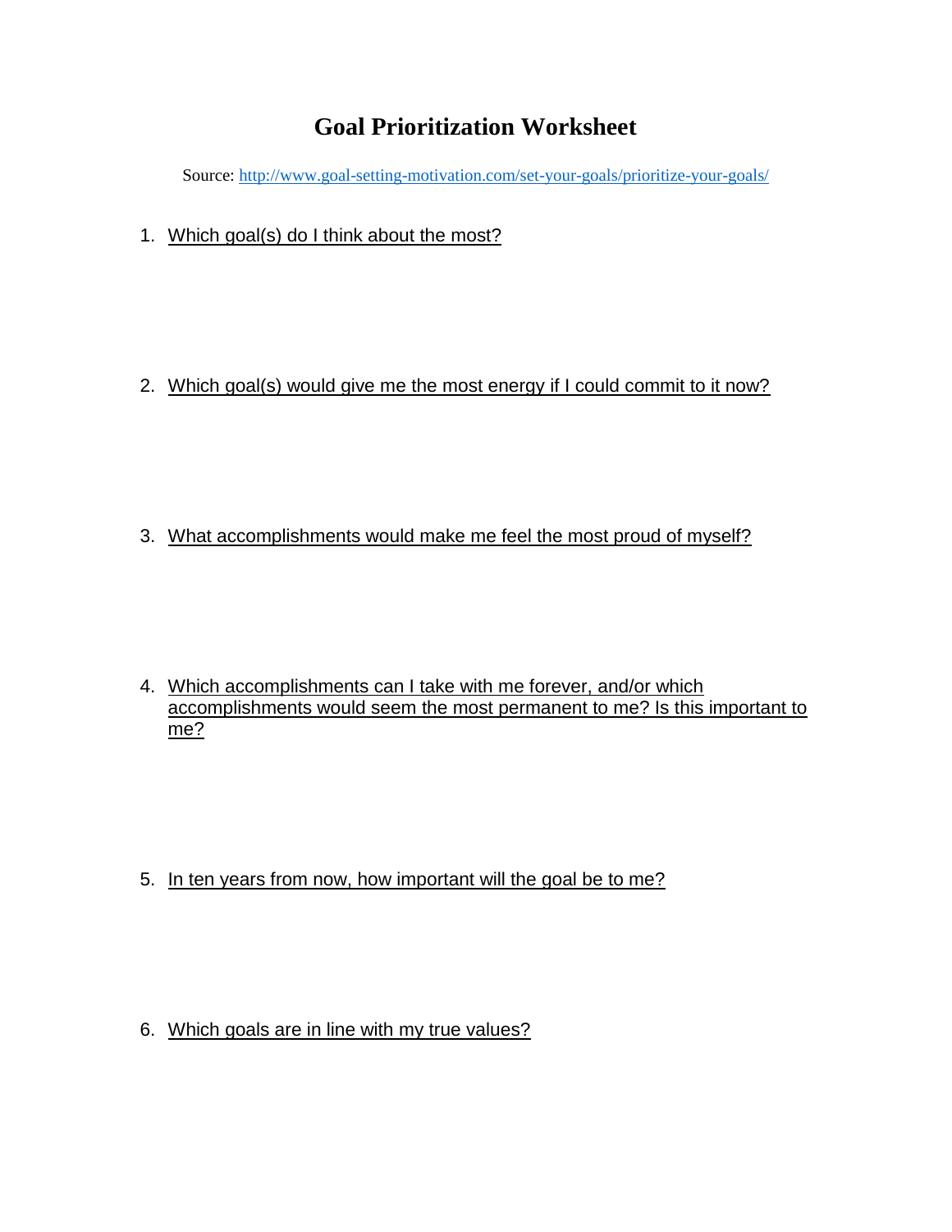# Goal Prioritization Worksheet

Source: http://www.goal-setting-motivation.com/set-your-goals/prioritize-your-goals/

1. Which goal(s) do I think about the most?

2. Which goal(s) would give me the most energy if I could commit to it now?

3. What accomplishments would make me feel the most proud of myself?

4. Which accomplishments can I take with me forever, and/or which accomplishments would seem the most permanent to me? Is this important to me?

5. In ten years from now, how important will the goal be to me?

6. Which goals are in line with my true values?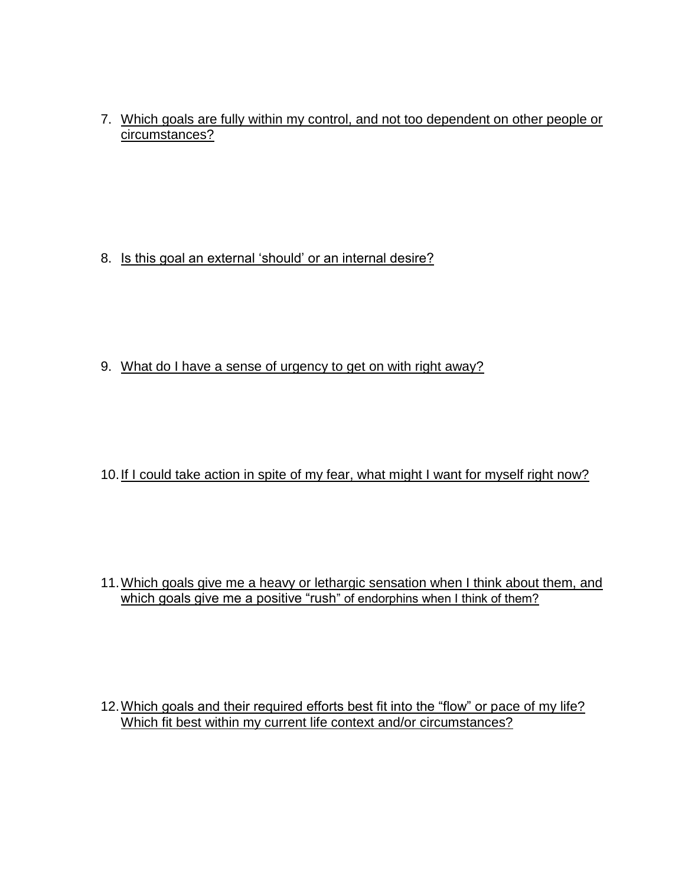7. Which goals are fully within my control, and not too dependent on other people or circumstances?

8. Is this goal an external 'should' or an internal desire?

9. What do I have a sense of urgency to get on with right away?

10. If I could take action in spite of my fear, what might I want for myself right now?

11. Which goals give me a heavy or lethargic sensation when I think about them, and which goals give me a positive "rush" of endorphins when I think of them?

12. Which goals and their required efforts best fit into the "flow" or pace of my life? Which fit best within my current life context and/or circumstances?